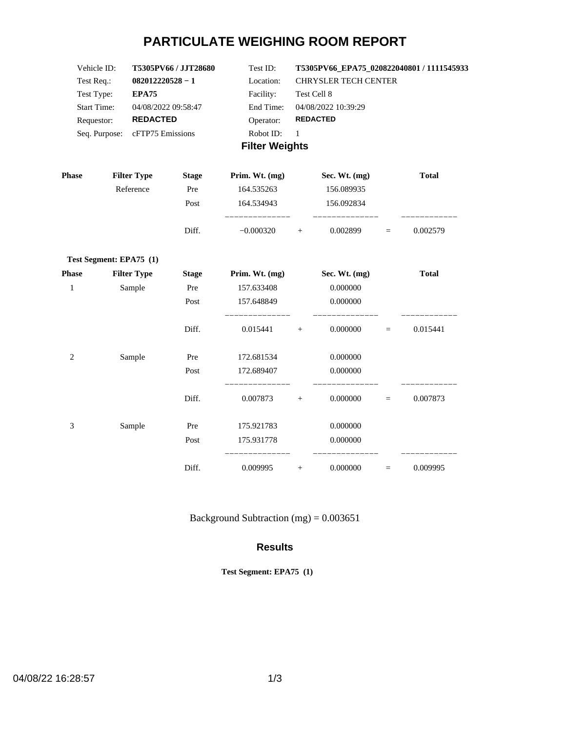# PARTICULATE WEIGHING ROOM REPORT

| | | | |
|---|---|---|---|
| Vehicle ID: | **T5305PV66 / JJT28680** | Test ID: | **T5305PV66_EPA75_020822040801 / 1111545933** |
| Test Req.: | **082012220528 − 1** | Location: | CHRYSLER TECH CENTER |
| Test Type: | **EPA75** | Facility: | Test Cell 8 |
| Start Time: | 04/08/2022 09:58:47 | End Time: | 04/08/2022 10:39:29 |
| Requestor: | **REDACTED** | Operator: | **REDACTED** |
| Seq. Purpose: | cFTP75 Emissions | Robot ID: | 1 |

## Filter Weights

| Phase | Filter Type | Stage | Prim. Wt. (mg) | | Sec. Wt. (mg) | | Total |
|---|---|---|---|---|---|---|---|
| | Reference | Pre | 164.535263 | | 156.089935 | | |
| | | Post | 164.534943 | | 156.092834 | | |
| | | Diff. | −0.000320 | + | 0.002899 | = | 0.002579 |

**Test Segment: EPA75 (1)**

| Phase | Filter Type | Stage | Prim. Wt. (mg) | | Sec. Wt. (mg) | | Total |
|---|---|---|---|---|---|---|---|
| 1 | Sample | Pre | 157.633408 | | 0.000000 | | |
| | | Post | 157.648849 | | 0.000000 | | |
| | | Diff. | 0.015441 | + | 0.000000 | = | 0.015441 |
| 2 | Sample | Pre | 172.681534 | | 0.000000 | | |
| | | Post | 172.689407 | | 0.000000 | | |
| | | Diff. | 0.007873 | + | 0.000000 | = | 0.007873 |
| 3 | Sample | Pre | 175.921783 | | 0.000000 | | |
| | | Post | 175.931778 | | 0.000000 | | |
| | | Diff. | 0.009995 | + | 0.000000 | = | 0.009995 |

Background Subtraction (mg) = 0.003651

## Results

**Test Segment: EPA75 (1)**

04/08/22 16:28:57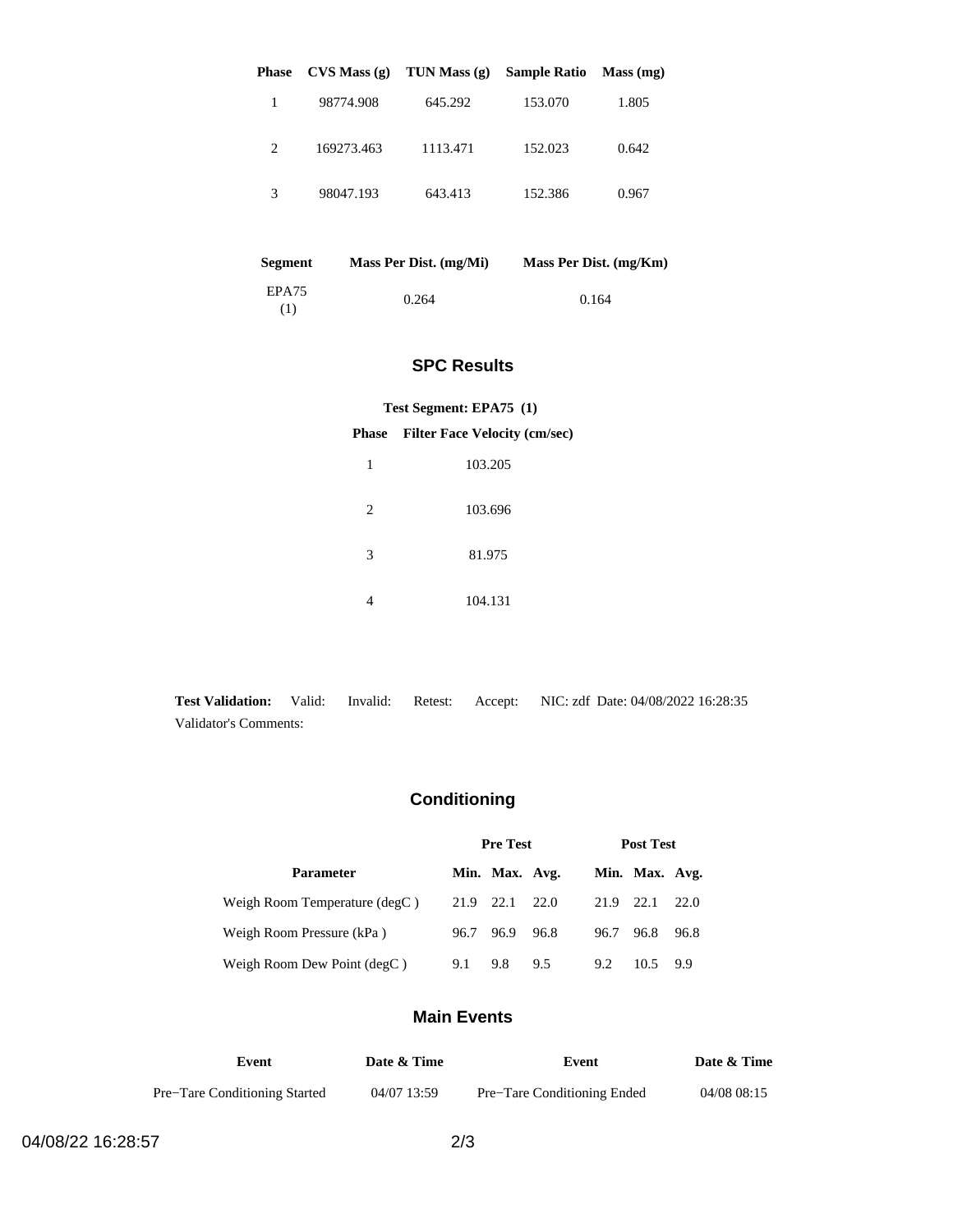| Phase | CVS Mass (g) | TUN Mass (g) | Sample Ratio | Mass (mg) |
|---|---|---|---|---|
| 1 | 98774.908 | 645.292 | 153.070 | 1.805 |
| 2 | 169273.463 | 1113.471 | 152.023 | 0.642 |
| 3 | 98047.193 | 643.413 | 152.386 | 0.967 |

| Segment | Mass Per Dist. (mg/Mi) | Mass Per Dist. (mg/Km) |
|---|---|---|
| EPA75 (1) | 0.264 | 0.164 |

## SPC Results

**Test Segment: EPA75 (1)**

| Phase | Filter Face Velocity (cm/sec) |
|---|---|
| 1 | 103.205 |
| 2 | 103.696 |
| 3 | 81.975 |
| 4 | 104.131 |

**Test Validation:** Valid: Invalid: Retest: Accept: NIC: zdf Date: 04/08/2022 16:28:35

Validator's Comments:

## Conditioning

| Parameter | Pre Test | | | Post Test | | |
|---|---|---|---|---|---|---|
| | Min. | Max. | Avg. | Min. | Max. | Avg. |
| Weigh Room Temperature (degC ) | 21.9 | 22.1 | 22.0 | 21.9 | 22.1 | 22.0 |
| Weigh Room Pressure (kPa ) | 96.7 | 96.9 | 96.8 | 96.7 | 96.8 | 96.8 |
| Weigh Room Dew Point (degC ) | 9.1 | 9.8 | 9.5 | 9.2 | 10.5 | 9.9 |

## Main Events

| Event | Date & Time | Event | Date & Time |
|---|---|---|---|
| Pre−Tare Conditioning Started | 04/07 13:59 | Pre−Tare Conditioning Ended | 04/08 08:15 |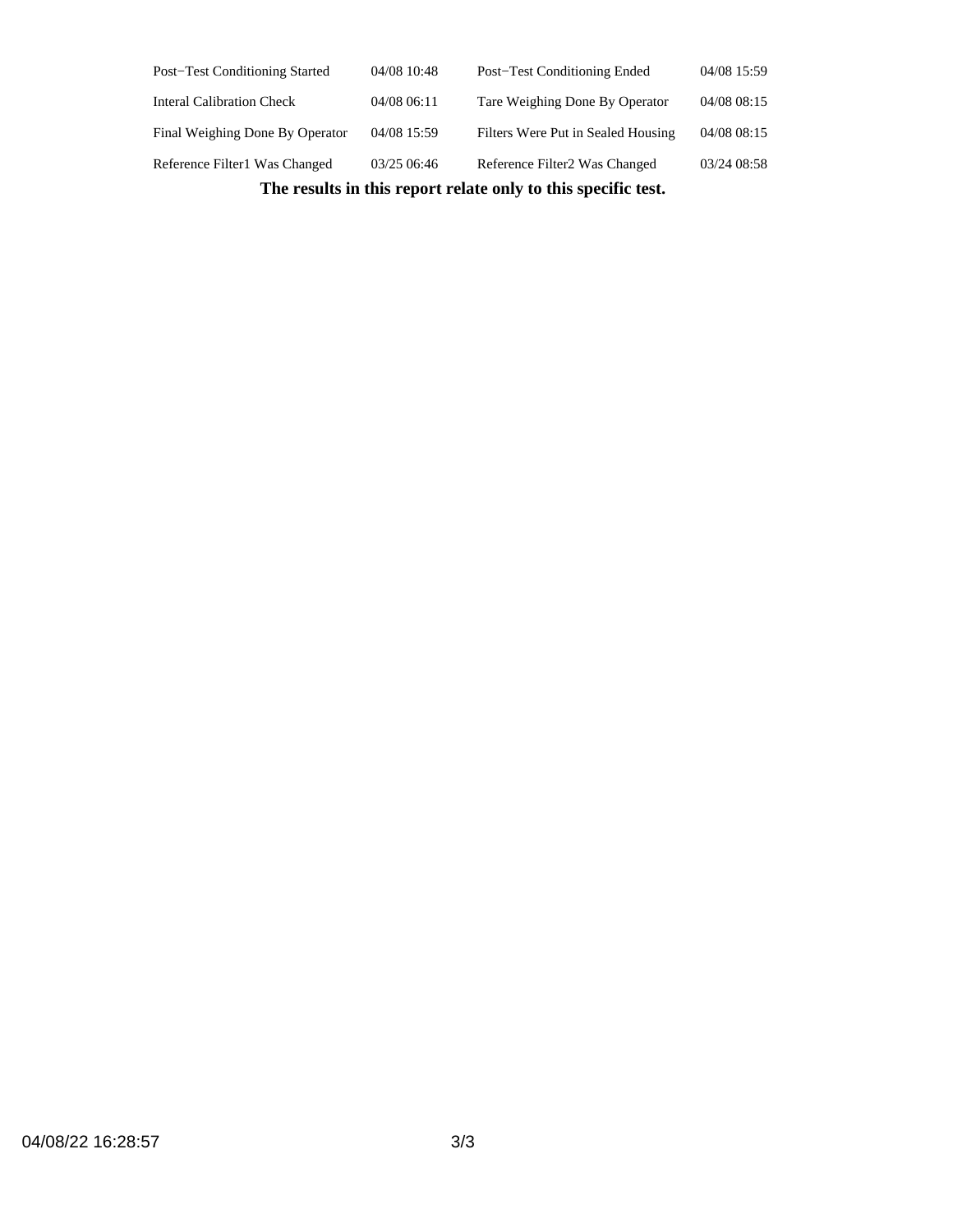| | | | |
|---|---|---|---|
| Post−Test Conditioning Started | 04/08 10:48 | Post−Test Conditioning Ended | 04/08 15:59 |
| Interal Calibration Check | 04/08 06:11 | Tare Weighing Done By Operator | 04/08 08:15 |
| Final Weighing Done By Operator | 04/08 15:59 | Filters Were Put in Sealed Housing | 04/08 08:15 |
| Reference Filter1 Was Changed | 03/25 06:46 | Reference Filter2 Was Changed | 03/24 08:58 |

**The results in this report relate only to this specific test.**

04/08/22 16:28:57